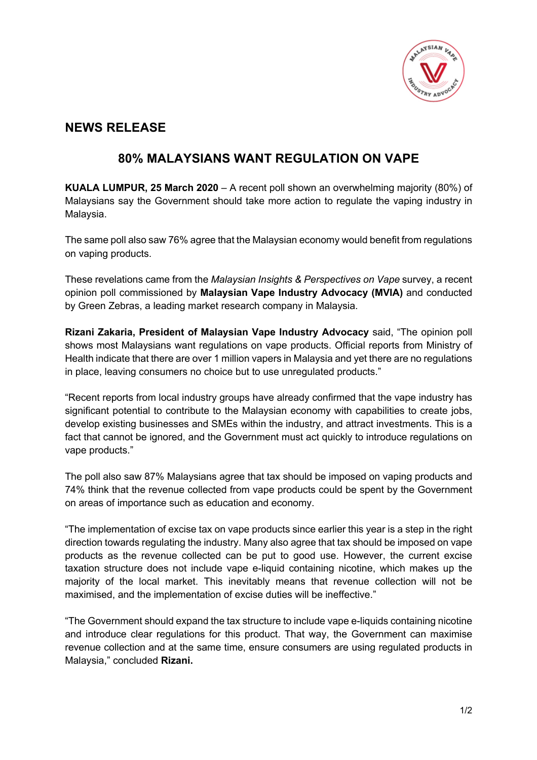## NEWS RELEASE

# 80% MALAYSIANS WANT REGULATION ON VAPE

**KUALA LUMPUR, 25 March 2020** – A recent poll shown an overwhelming majority (80%) of Malaysians say the Government should take more action to regulate the vaping industry in Malaysia.

The same poll also saw 76% agree that the Malaysian economy would benefit from regulations on vaping products.

These revelations came from the *Malaysian Insights & Perspectives on Vape* survey, a recent opinion poll commissioned by **Malaysian Vape Industry Advocacy (MVIA)** and conducted by Green Zebras, a leading market research company in Malaysia.

**Rizani Zakaria, President of Malaysian Vape Industry Advocacy** said, "The opinion poll shows most Malaysians want regulations on vape products. Official reports from Ministry of Health indicate that there are over 1 million vapers in Malaysia and yet there are no regulations in place, leaving consumers no choice but to use unregulated products."

"Recent reports from local industry groups have already confirmed that the vape industry has significant potential to contribute to the Malaysian economy with capabilities to create jobs, develop existing businesses and SMEs within the industry, and attract investments. This is a fact that cannot be ignored, and the Government must act quickly to introduce regulations on vape products."

The poll also saw 87% Malaysians agree that tax should be imposed on vaping products and 74% think that the revenue collected from vape products could be spent by the Government on areas of importance such as education and economy.

"The implementation of excise tax on vape products since earlier this year is a step in the right direction towards regulating the industry. Many also agree that tax should be imposed on vape products as the revenue collected can be put to good use. However, the current excise taxation structure does not include vape e-liquid containing nicotine, which makes up the majority of the local market. This inevitably means that revenue collection will not be maximised, and the implementation of excise duties will be ineffective."

"The Government should expand the tax structure to include vape e-liquids containing nicotine and introduce clear regulations for this product. That way, the Government can maximise revenue collection and at the same time, ensure consumers are using regulated products in Malaysia," concluded **Rizani.**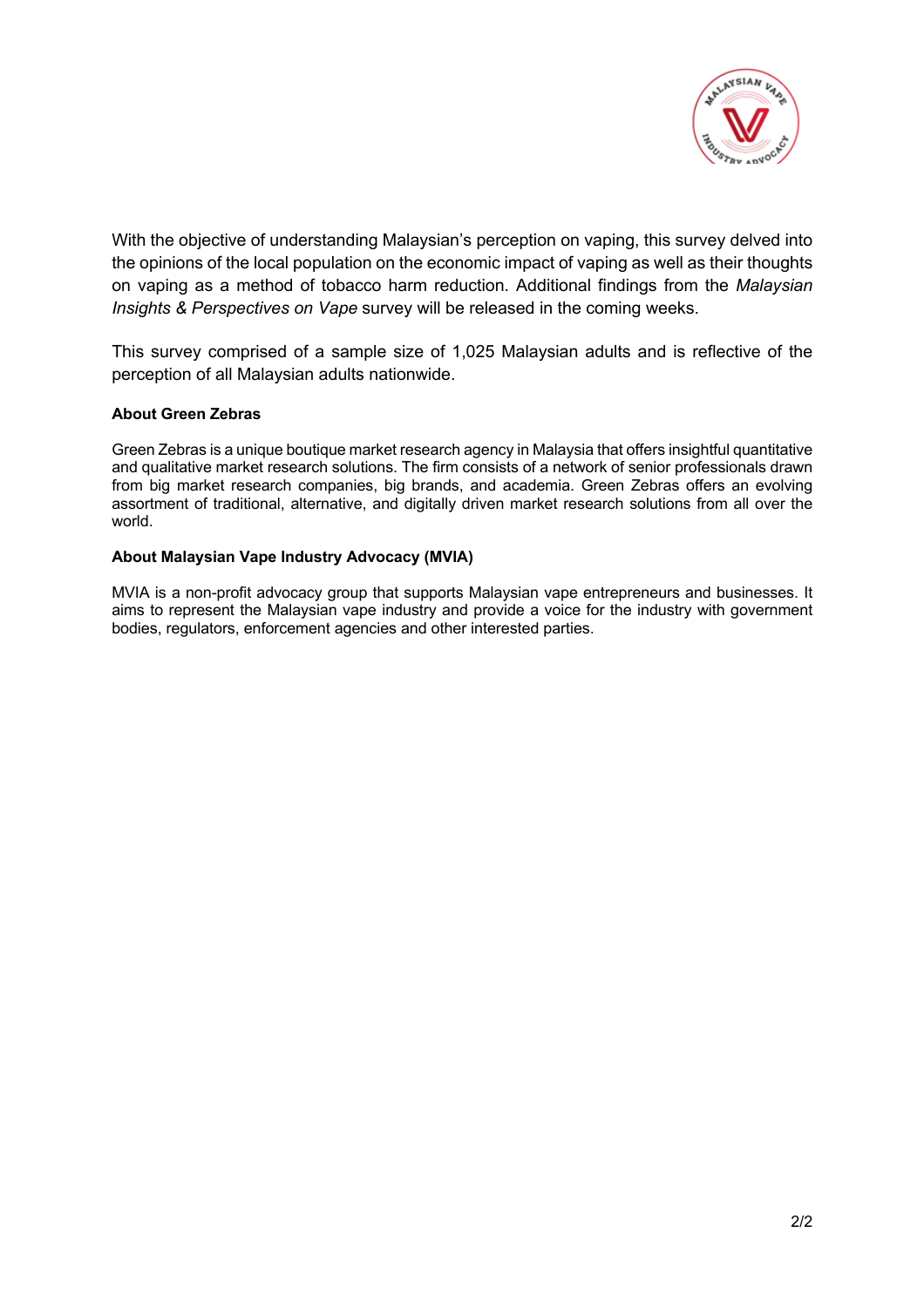With the objective of understanding Malaysian's perception on vaping, this survey delved into the opinions of the local population on the economic impact of vaping as well as their thoughts on vaping as a method of tobacco harm reduction. Additional findings from the *Malaysian Insights & Perspectives on Vape* survey will be released in the coming weeks.

This survey comprised of a sample size of 1,025 Malaysian adults and is reflective of the perception of all Malaysian adults nationwide.

**About Green Zebras**

Green Zebras is a unique boutique market research agency in Malaysia that offers insightful quantitative and qualitative market research solutions. The firm consists of a network of senior professionals drawn from big market research companies, big brands, and academia. Green Zebras offers an evolving assortment of traditional, alternative, and digitally driven market research solutions from all over the world.

**About Malaysian Vape Industry Advocacy (MVIA)**

MVIA is a non-profit advocacy group that supports Malaysian vape entrepreneurs and businesses. It aims to represent the Malaysian vape industry and provide a voice for the industry with government bodies, regulators, enforcement agencies and other interested parties.